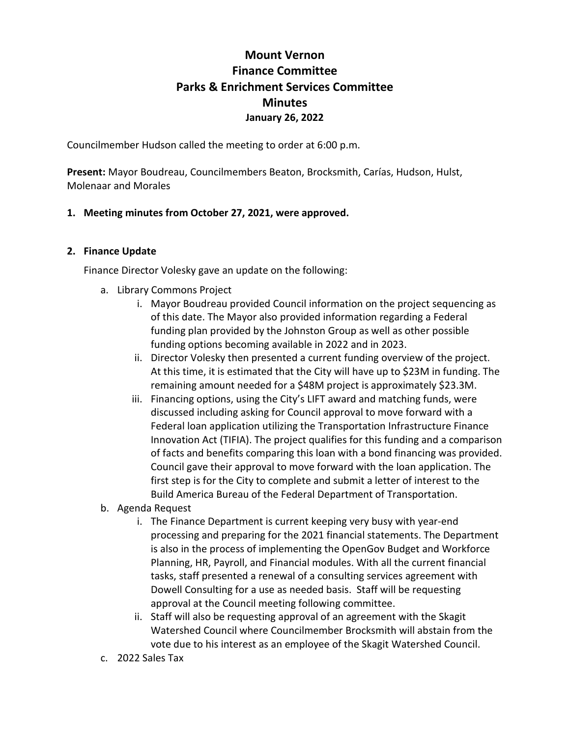# Mount Vernon
# Finance Committee
# Parks & Enrichment Services Committee
# Minutes
**January 26, 2022**

Councilmember Hudson called the meeting to order at 6:00 p.m.

**Present:** Mayor Boudreau, Councilmembers Beaton, Brocksmith, Carías, Hudson, Hulst, Molenaar and Morales

1. **Meeting minutes from October 27, 2021, were approved.**

2. **Finance Update**

   Finance Director Volesky gave an update on the following:

   a. Library Commons Project
      i. Mayor Boudreau provided Council information on the project sequencing as of this date. The Mayor also provided information regarding a Federal funding plan provided by the Johnston Group as well as other possible funding options becoming available in 2022 and in 2023.
      ii. Director Volesky then presented a current funding overview of the project. At this time, it is estimated that the City will have up to $23M in funding. The remaining amount needed for a $48M project is approximately $23.3M.
      iii. Financing options, using the City's LIFT award and matching funds, were discussed including asking for Council approval to move forward with a Federal loan application utilizing the Transportation Infrastructure Finance Innovation Act (TIFIA). The project qualifies for this funding and a comparison of facts and benefits comparing this loan with a bond financing was provided. Council gave their approval to move forward with the loan application. The first step is for the City to complete and submit a letter of interest to the Build America Bureau of the Federal Department of Transportation.

   b. Agenda Request
      i. The Finance Department is current keeping very busy with year-end processing and preparing for the 2021 financial statements. The Department is also in the process of implementing the OpenGov Budget and Workforce Planning, HR, Payroll, and Financial modules. With all the current financial tasks, staff presented a renewal of a consulting services agreement with Dowell Consulting for a use as needed basis. Staff will be requesting approval at the Council meeting following committee.
      ii. Staff will also be requesting approval of an agreement with the Skagit Watershed Council where Councilmember Brocksmith will abstain from the vote due to his interest as an employee of the Skagit Watershed Council.

   c. 2022 Sales Tax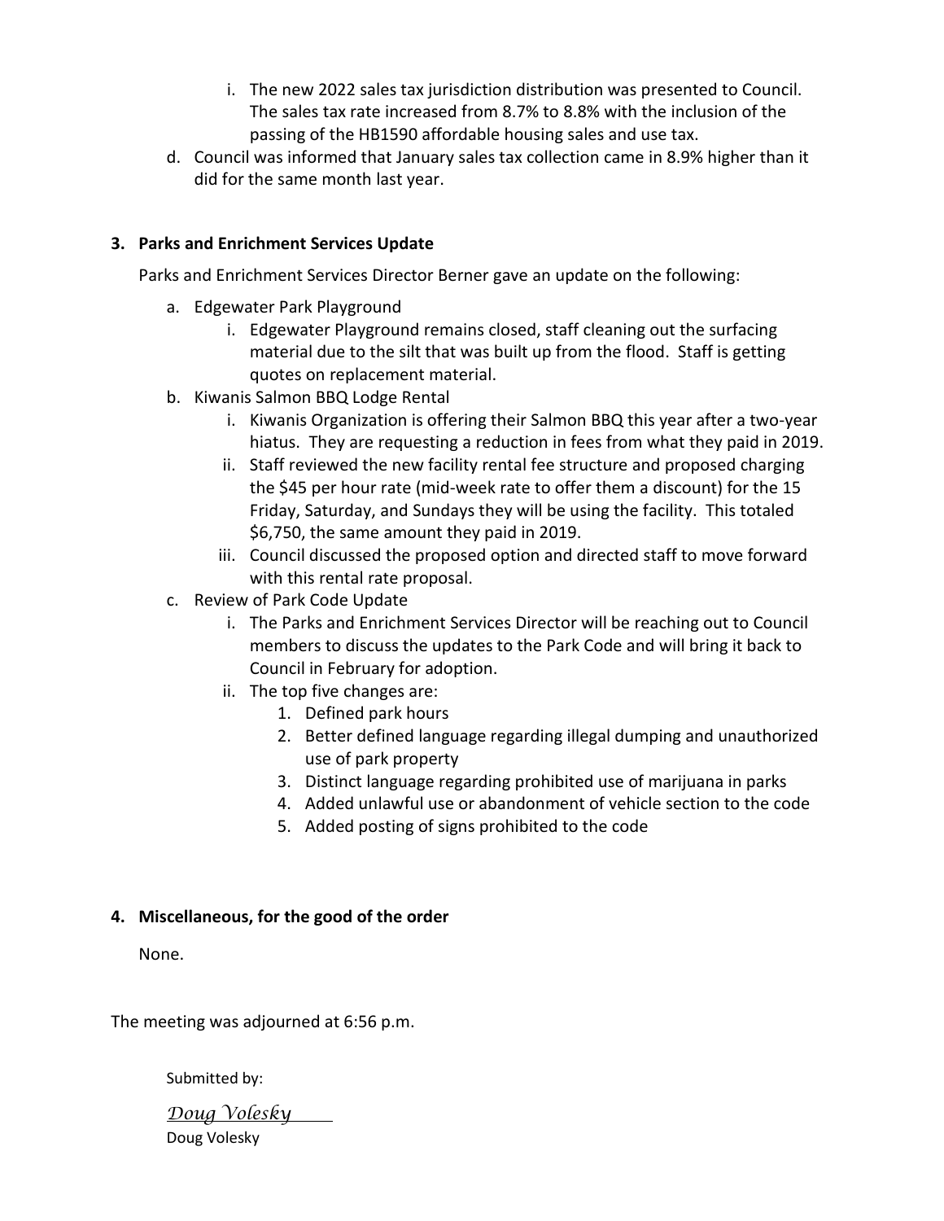i. The new 2022 sales tax jurisdiction distribution was presented to Council. The sales tax rate increased from 8.7% to 8.8% with the inclusion of the passing of the HB1590 affordable housing sales and use tax.

d. Council was informed that January sales tax collection came in 8.9% higher than it did for the same month last year.

**3. Parks and Enrichment Services Update**

Parks and Enrichment Services Director Berner gave an update on the following:

a. Edgewater Park Playground
   i. Edgewater Playground remains closed, staff cleaning out the surfacing material due to the silt that was built up from the flood. Staff is getting quotes on replacement material.

b. Kiwanis Salmon BBQ Lodge Rental
   i. Kiwanis Organization is offering their Salmon BBQ this year after a two-year hiatus. They are requesting a reduction in fees from what they paid in 2019.
   ii. Staff reviewed the new facility rental fee structure and proposed charging the $45 per hour rate (mid-week rate to offer them a discount) for the 15 Friday, Saturday, and Sundays they will be using the facility. This totaled $6,750, the same amount they paid in 2019.
   iii. Council discussed the proposed option and directed staff to move forward with this rental rate proposal.

c. Review of Park Code Update
   i. The Parks and Enrichment Services Director will be reaching out to Council members to discuss the updates to the Park Code and will bring it back to Council in February for adoption.
   ii. The top five changes are:
      1. Defined park hours
      2. Better defined language regarding illegal dumping and unauthorized use of park property
      3. Distinct language regarding prohibited use of marijuana in parks
      4. Added unlawful use or abandonment of vehicle section to the code
      5. Added posting of signs prohibited to the code

**4. Miscellaneous, for the good of the order**

None.

The meeting was adjourned at 6:56 p.m.

Submitted by:

*Doug Volesky*

Doug Volesky